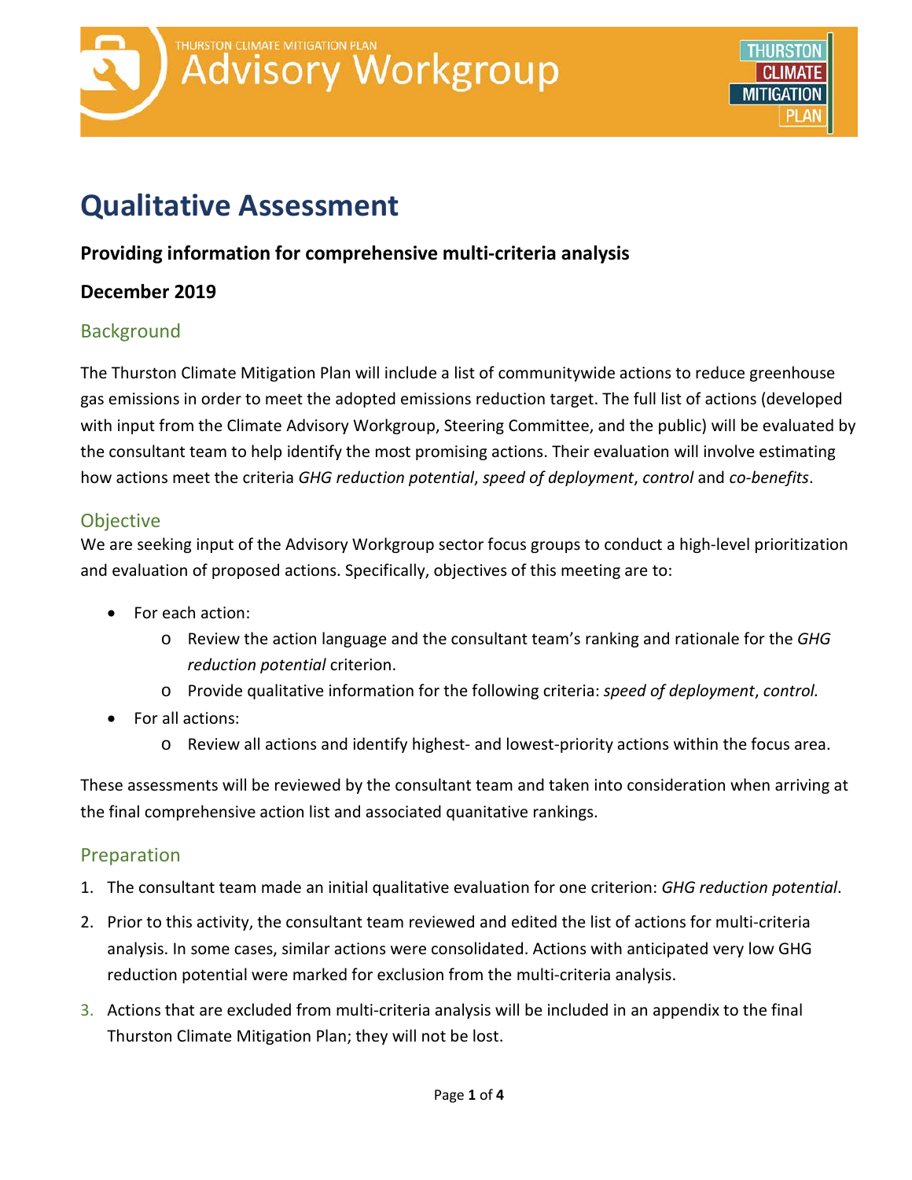THURSTON CLIMATE MITIGATION PLAN

# Advisory Workgroup

# Qualitative Assessment

### Providing information for comprehensive multi-criteria analysis

### December 2019

## Background

The Thurston Climate Mitigation Plan will include a list of communitywide actions to reduce greenhouse gas emissions in order to meet the adopted emissions reduction target. The full list of actions (developed with input from the Climate Advisory Workgroup, Steering Committee, and the public) will be evaluated by the consultant team to help identify the most promising actions. Their evaluation will involve estimating how actions meet the criteria *GHG reduction potential*, *speed of deployment*, *control* and *co-benefits*.

## Objective

We are seeking input of the Advisory Workgroup sector focus groups to conduct a high-level prioritization and evaluation of proposed actions. Specifically, objectives of this meeting are to:

- For each action:
  - Review the action language and the consultant team's ranking and rationale for the *GHG reduction potential* criterion.
  - Provide qualitative information for the following criteria: *speed of deployment*, *control.*
- For all actions:
  - Review all actions and identify highest- and lowest-priority actions within the focus area.

These assessments will be reviewed by the consultant team and taken into consideration when arriving at the final comprehensive action list and associated quanitative rankings.

## Preparation

1. The consultant team made an initial qualitative evaluation for one criterion: *GHG reduction potential*.
2. Prior to this activity, the consultant team reviewed and edited the list of actions for multi-criteria analysis. In some cases, similar actions were consolidated. Actions with anticipated very low GHG reduction potential were marked for exclusion from the multi-criteria analysis.
3. Actions that are excluded from multi-criteria analysis will be included in an appendix to the final Thurston Climate Mitigation Plan; they will not be lost.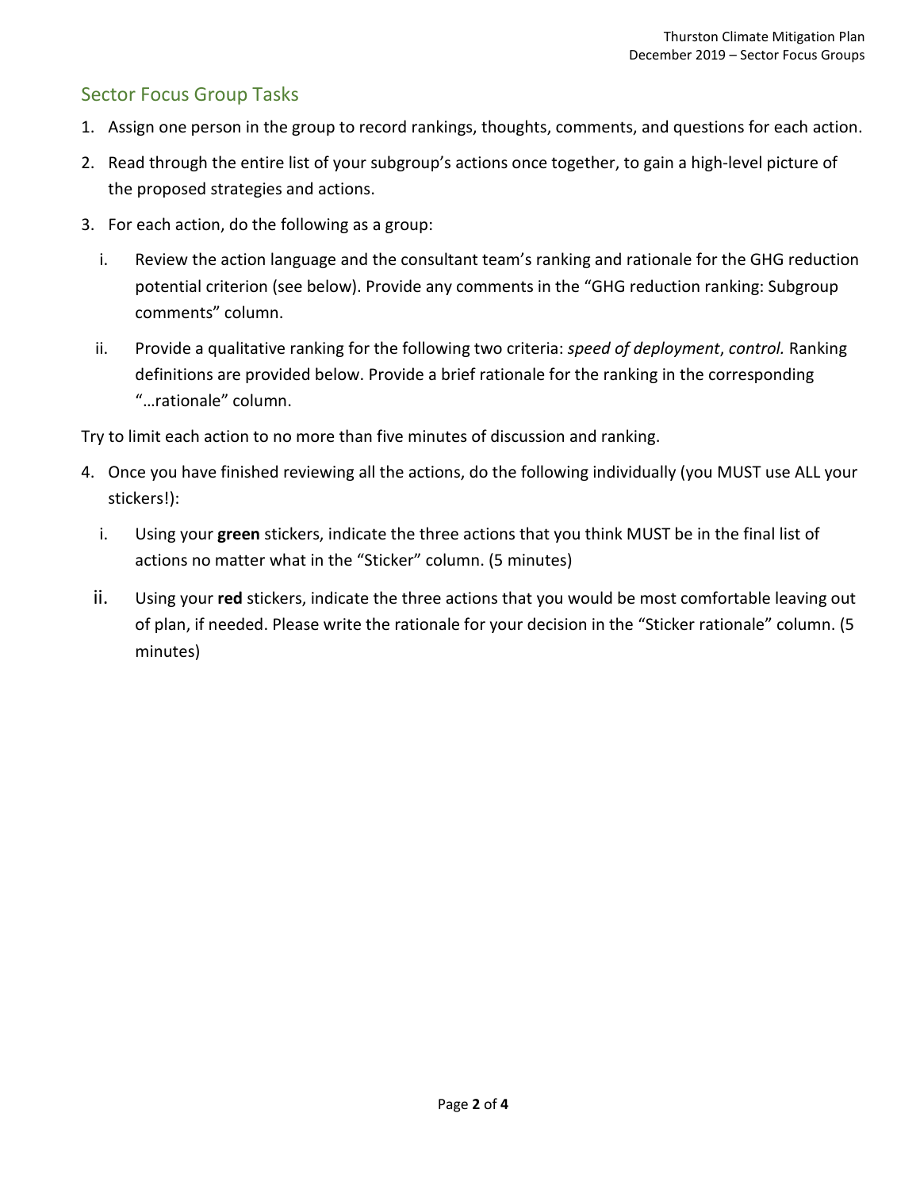## Sector Focus Group Tasks

1. Assign one person in the group to record rankings, thoughts, comments, and questions for each action.
2. Read through the entire list of your subgroup's actions once together, to gain a high-level picture of the proposed strategies and actions.
3. For each action, do the following as a group:
   i. Review the action language and the consultant team's ranking and rationale for the GHG reduction potential criterion (see below). Provide any comments in the "GHG reduction ranking: Subgroup comments" column.
   ii. Provide a qualitative ranking for the following two criteria: *speed of deployment*, *control.* Ranking definitions are provided below. Provide a brief rationale for the ranking in the corresponding "…rationale" column.

Try to limit each action to no more than five minutes of discussion and ranking.

4. Once you have finished reviewing all the actions, do the following individually (you MUST use ALL your stickers!):
   i. Using your **green** stickers, indicate the three actions that you think MUST be in the final list of actions no matter what in the "Sticker" column. (5 minutes)
   ii. Using your **red** stickers, indicate the three actions that you would be most comfortable leaving out of plan, if needed. Please write the rationale for your decision in the "Sticker rationale" column. (5 minutes)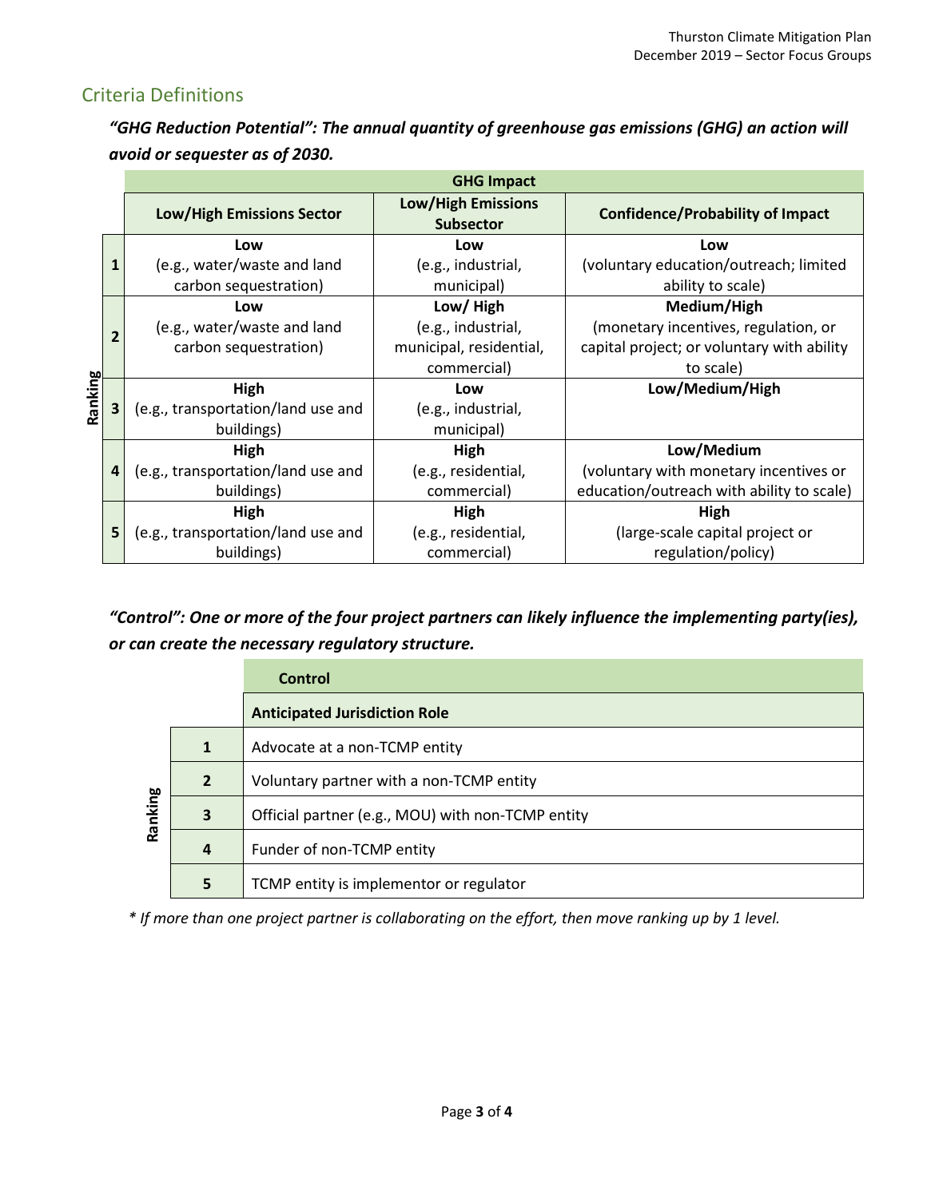## Criteria Definitions

***"GHG Reduction Potential": The annual quantity of greenhouse gas emissions (GHG) an action will avoid or sequester as of 2030.***

| Ranking | GHG Impact | | |
|---|---|---|---|
| | **Low/High Emissions Sector** | **Low/High Emissions Subsector** | **Confidence/Probability of Impact** |
| **1** | **Low** (e.g., water/waste and land carbon sequestration) | **Low** (e.g., industrial, municipal) | **Low** (voluntary education/outreach; limited ability to scale) |
| **2** | **Low** (e.g., water/waste and land carbon sequestration) | **Low/ High** (e.g., industrial, municipal, residential, commercial) | **Medium/High** (monetary incentives, regulation, or capital project; or voluntary with ability to scale) |
| **3** | **High** (e.g., transportation/land use and buildings) | **Low** (e.g., industrial, municipal) | **Low/Medium/High** |
| **4** | **High** (e.g., transportation/land use and buildings) | **High** (e.g., residential, commercial) | **Low/Medium** (voluntary with monetary incentives or education/outreach with ability to scale) |
| **5** | **High** (e.g., transportation/land use and buildings) | **High** (e.g., residential, commercial) | **High** (large-scale capital project or regulation/policy) |

***"Control": One or more of the four project partners can likely influence the implementing party(ies), or can create the necessary regulatory structure.***

| Ranking | Control |
|---|---|
| | **Anticipated Jurisdiction Role** |
| **1** | Advocate at a non-TCMP entity |
| **2** | Voluntary partner with a non-TCMP entity |
| **3** | Official partner (e.g., MOU) with non-TCMP entity |
| **4** | Funder of non-TCMP entity |
| **5** | TCMP entity is implementor or regulator |

*\* If more than one project partner is collaborating on the effort, then move ranking up by 1 level.*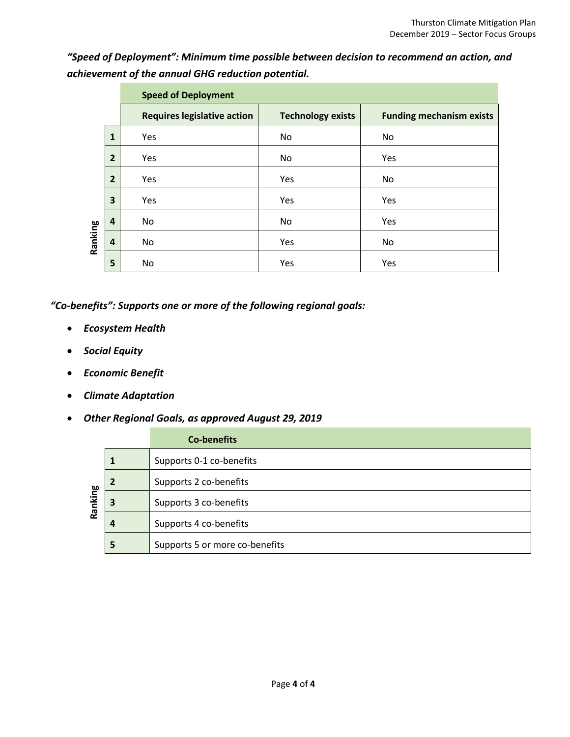***"Speed of Deployment": Minimum time possible between decision to recommend an action, and achievement of the annual GHG reduction potential.***

| | Speed of Deployment | | |
|---|---|---|---|
| Ranking | Requires legislative action | Technology exists | Funding mechanism exists |
| 1 | Yes | No | No |
| 2 | Yes | No | Yes |
| 2 | Yes | Yes | No |
| 3 | Yes | Yes | Yes |
| 4 | No | No | Yes |
| 4 | No | Yes | No |
| 5 | No | Yes | Yes |

***"Co-benefits": Supports one or more of the following regional goals:***

- ***Ecosystem Health***
- ***Social Equity***
- ***Economic Benefit***
- ***Climate Adaptation***
- ***Other Regional Goals, as approved August 29, 2019***

| Ranking | Co-benefits |
|---|---|
| 1 | Supports 0-1 co-benefits |
| 2 | Supports 2 co-benefits |
| 3 | Supports 3 co-benefits |
| 4 | Supports 4 co-benefits |
| 5 | Supports 5 or more co-benefits |